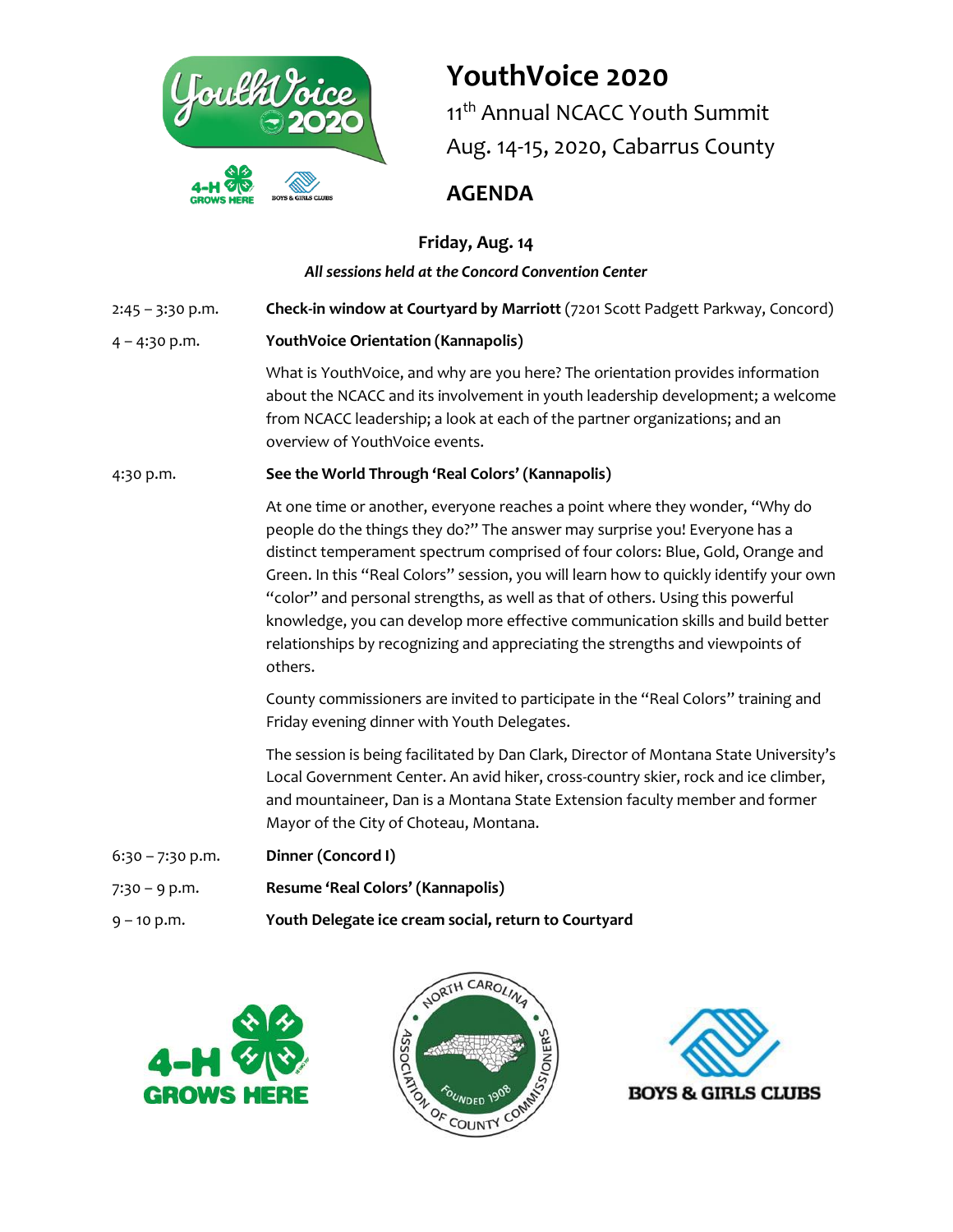# YouthVoice 2020

11th Annual NCACC Youth Summit

Aug. 14-15, 2020, Cabarrus County

## AGENDA

### Friday, Aug. 14

*All sessions held at the Concord Convention Center*

2:45 – 3:30 p.m. **Check-in window at Courtyard by Marriott** (7201 Scott Padgett Parkway, Concord)

4 – 4:30 p.m. **YouthVoice Orientation (Kannapolis)**

What is YouthVoice, and why are you here? The orientation provides information about the NCACC and its involvement in youth leadership development; a welcome from NCACC leadership; a look at each of the partner organizations; and an overview of YouthVoice events.

4:30 p.m. **See the World Through 'Real Colors' (Kannapolis)**

At one time or another, everyone reaches a point where they wonder, "Why do people do the things they do?" The answer may surprise you! Everyone has a distinct temperament spectrum comprised of four colors: Blue, Gold, Orange and Green. In this "Real Colors" session, you will learn how to quickly identify your own "color" and personal strengths, as well as that of others. Using this powerful knowledge, you can develop more effective communication skills and build better relationships by recognizing and appreciating the strengths and viewpoints of others.

County commissioners are invited to participate in the "Real Colors" training and Friday evening dinner with Youth Delegates.

The session is being facilitated by Dan Clark, Director of Montana State University's Local Government Center. An avid hiker, cross-country skier, rock and ice climber, and mountaineer, Dan is a Montana State Extension faculty member and former Mayor of the City of Choteau, Montana.

6:30 – 7:30 p.m. **Dinner (Concord I)**

7:30 – 9 p.m. **Resume 'Real Colors' (Kannapolis)**

9 – 10 p.m. **Youth Delegate ice cream social, return to Courtyard**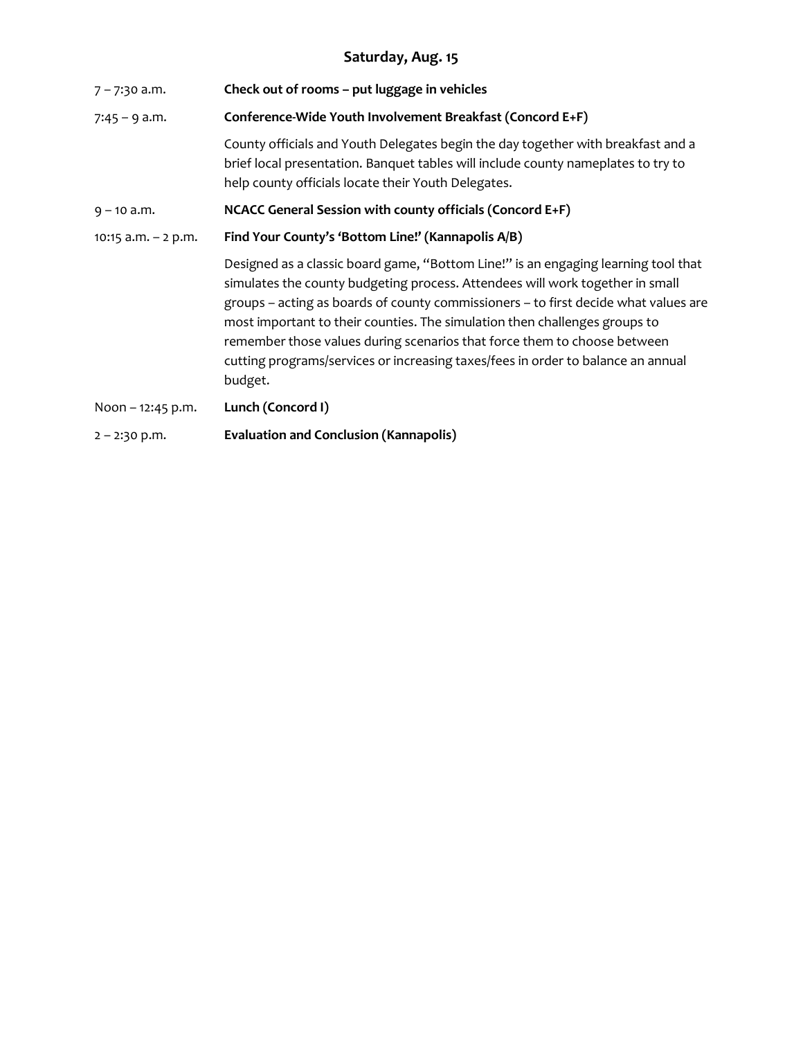## Saturday, Aug. 15

7 – 7:30 a.m. **Check out of rooms – put luggage in vehicles**

7:45 – 9 a.m. **Conference-Wide Youth Involvement Breakfast (Concord E+F)**

County officials and Youth Delegates begin the day together with breakfast and a brief local presentation. Banquet tables will include county nameplates to try to help county officials locate their Youth Delegates.

9 – 10 a.m. **NCACC General Session with county officials (Concord E+F)**

10:15 a.m. – 2 p.m. **Find Your County's 'Bottom Line!' (Kannapolis A/B)**

Designed as a classic board game, "Bottom Line!" is an engaging learning tool that simulates the county budgeting process. Attendees will work together in small groups – acting as boards of county commissioners – to first decide what values are most important to their counties. The simulation then challenges groups to remember those values during scenarios that force them to choose between cutting programs/services or increasing taxes/fees in order to balance an annual budget.

Noon – 12:45 p.m. **Lunch (Concord I)**

2 – 2:30 p.m. **Evaluation and Conclusion (Kannapolis)**